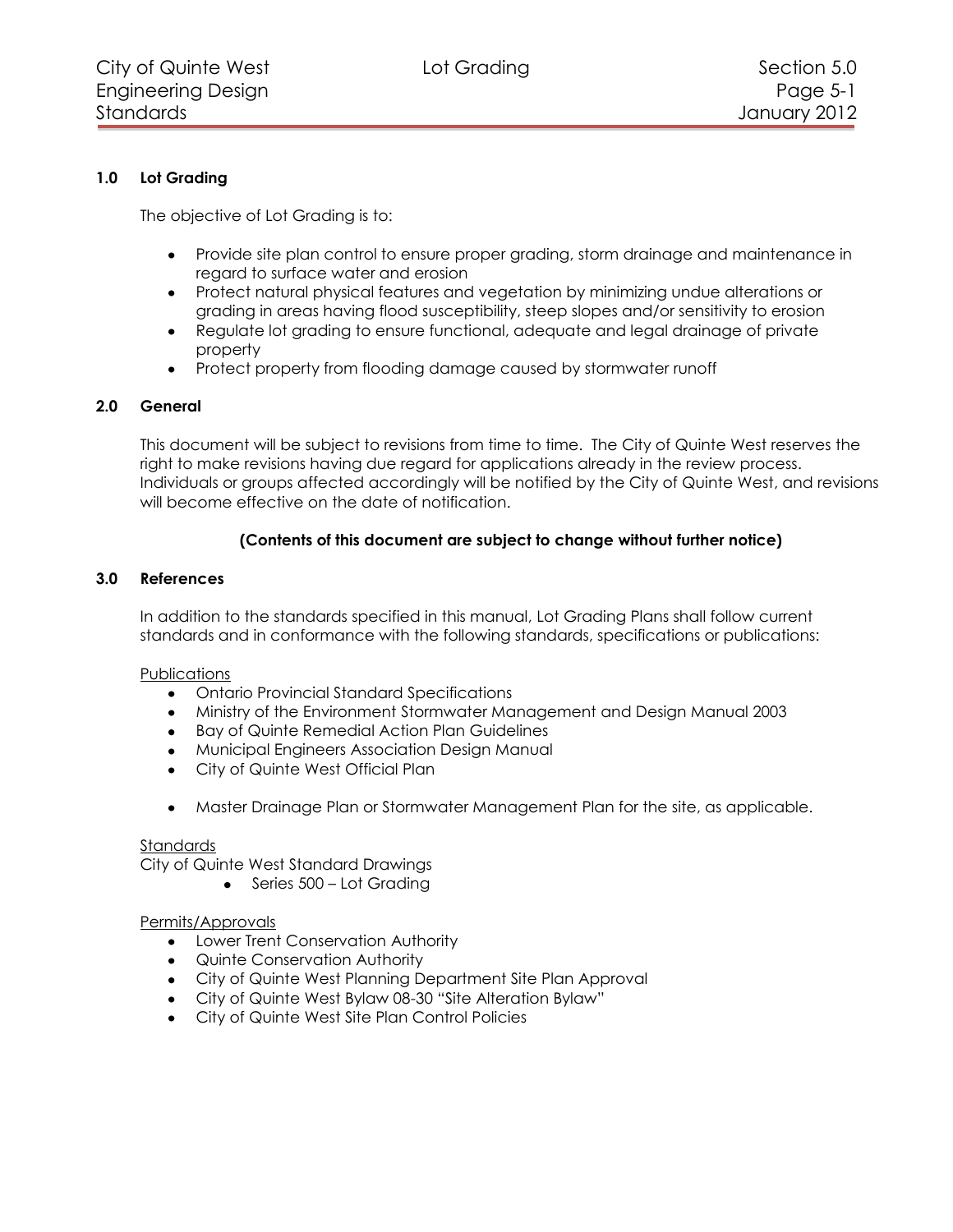## 1.0 Lot Grading

The objective of Lot Grading is to:

- Provide site plan control to ensure proper grading, storm drainage and maintenance in regard to surface water and erosion
- Protect natural physical features and vegetation by minimizing undue alterations or grading in areas having flood susceptibility, steep slopes and/or sensitivity to erosion
- Regulate lot grading to ensure functional, adequate and legal drainage of private property
- Protect property from flooding damage caused by stormwater runoff

## 2.0 General

This document will be subject to revisions from time to time. The City of Quinte West reserves the right to make revisions having due regard for applications already in the review process. Individuals or groups affected accordingly will be notified by the City of Quinte West, and revisions will become effective on the date of notification.

**(Contents of this document are subject to change without further notice)**

## 3.0 References

In addition to the standards specified in this manual, Lot Grading Plans shall follow current standards and in conformance with the following standards, specifications or publications:

Publications

- Ontario Provincial Standard Specifications
- Ministry of the Environment Stormwater Management and Design Manual 2003
- Bay of Quinte Remedial Action Plan Guidelines
- Municipal Engineers Association Design Manual
- City of Quinte West Official Plan
- Master Drainage Plan or Stormwater Management Plan for the site, as applicable.

Standards

City of Quinte West Standard Drawings

- Series 500 – Lot Grading

Permits/Approvals

- Lower Trent Conservation Authority
- Quinte Conservation Authority
- City of Quinte West Planning Department Site Plan Approval
- City of Quinte West Bylaw 08-30 "Site Alteration Bylaw"
- City of Quinte West Site Plan Control Policies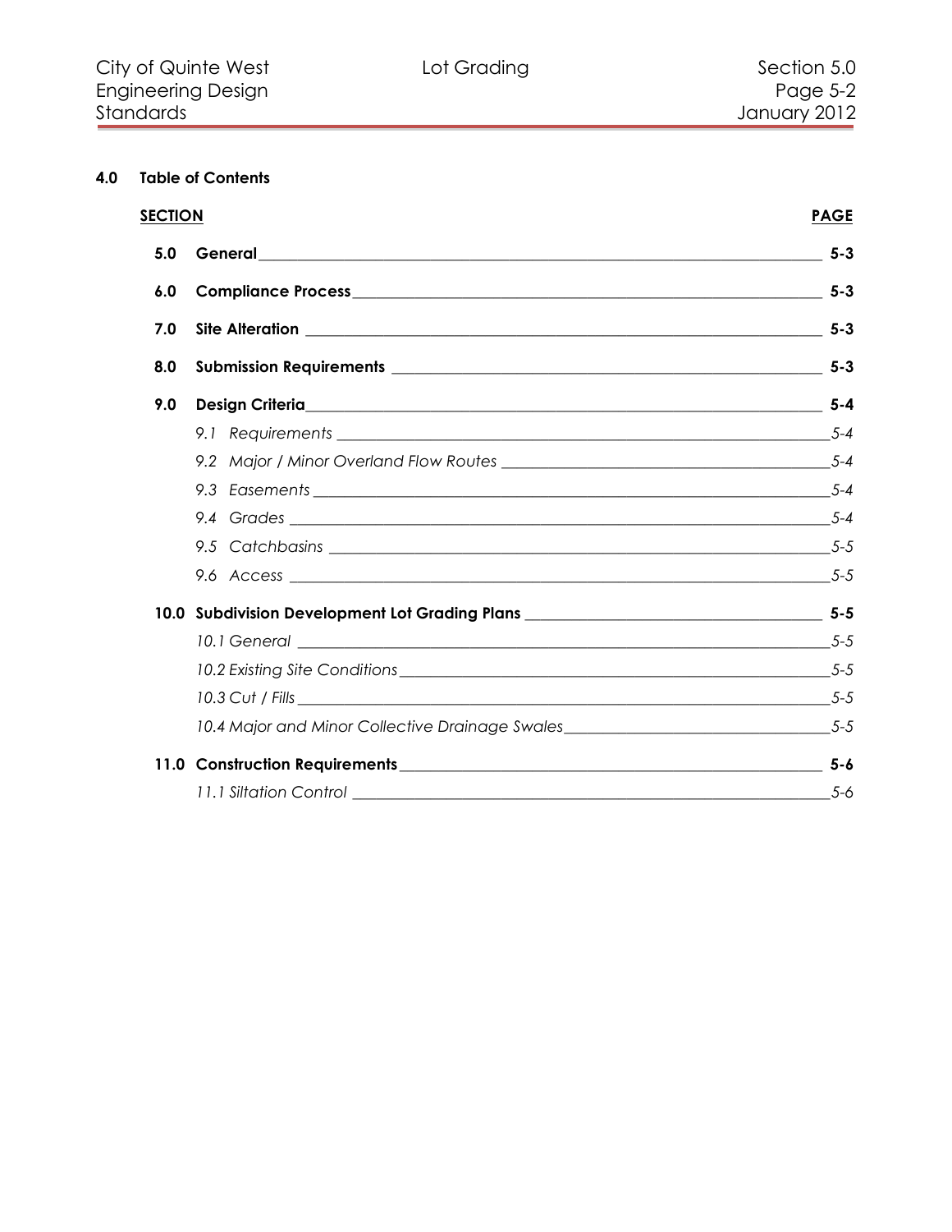## 4.0 Table of Contents

| SECTION | | PAGE |
|---|---|---|
| 5.0 | **General** | **5-3** |
| 6.0 | **Compliance Process** | **5-3** |
| 7.0 | **Site Alteration** | **5-3** |
| 8.0 | **Submission Requirements** | **5-3** |
| 9.0 | **Design Criteria** | **5-4** |
| | *9.1 Requirements* | *5-4* |
| | *9.2 Major / Minor Overland Flow Routes* | *5-4* |
| | *9.3 Easements* | *5-4* |
| | *9.4 Grades* | *5-4* |
| | *9.5 Catchbasins* | *5-5* |
| | *9.6 Access* | *5-5* |
| 10.0 | **Subdivision Development Lot Grading Plans** | **5-5** |
| | *10.1 General* | *5-5* |
| | *10.2 Existing Site Conditions* | *5-5* |
| | *10.3 Cut / Fills* | *5-5* |
| | *10.4 Major and Minor Collective Drainage Swales* | *5-5* |
| 11.0 | **Construction Requirements** | **5-6** |
| | *11.1 Siltation Control* | *5-6* |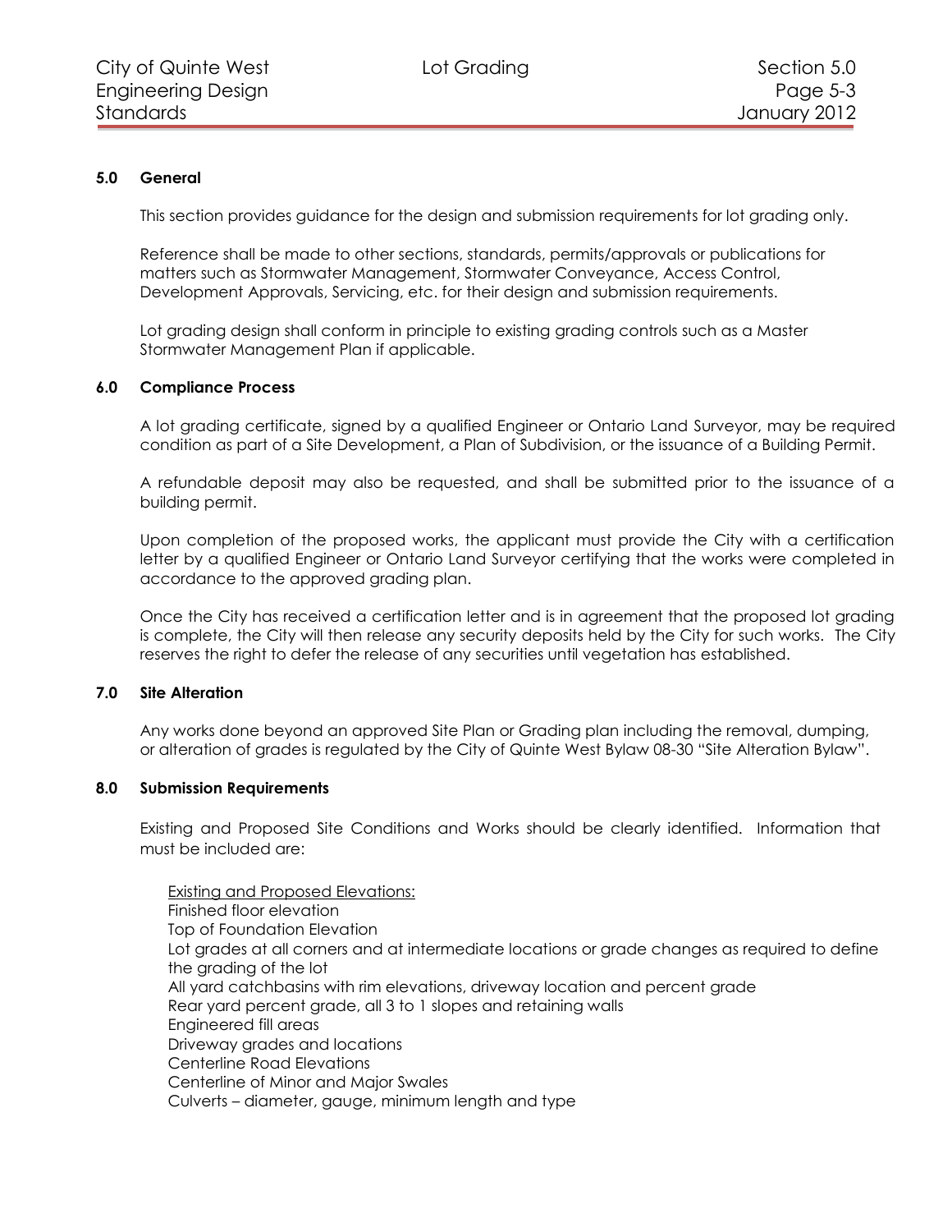## 5.0 General

This section provides guidance for the design and submission requirements for lot grading only.

Reference shall be made to other sections, standards, permits/approvals or publications for matters such as Stormwater Management, Stormwater Conveyance, Access Control, Development Approvals, Servicing, etc. for their design and submission requirements.

Lot grading design shall conform in principle to existing grading controls such as a Master Stormwater Management Plan if applicable.

## 6.0 Compliance Process

A lot grading certificate, signed by a qualified Engineer or Ontario Land Surveyor, may be required condition as part of a Site Development, a Plan of Subdivision, or the issuance of a Building Permit.

A refundable deposit may also be requested, and shall be submitted prior to the issuance of a building permit.

Upon completion of the proposed works, the applicant must provide the City with a certification letter by a qualified Engineer or Ontario Land Surveyor certifying that the works were completed in accordance to the approved grading plan.

Once the City has received a certification letter and is in agreement that the proposed lot grading is complete, the City will then release any security deposits held by the City for such works. The City reserves the right to defer the release of any securities until vegetation has established.

## 7.0 Site Alteration

Any works done beyond an approved Site Plan or Grading plan including the removal, dumping, or alteration of grades is regulated by the City of Quinte West Bylaw 08-30 "Site Alteration Bylaw".

## 8.0 Submission Requirements

Existing and Proposed Site Conditions and Works should be clearly identified. Information that must be included are:

<u>Existing and Proposed Elevations:</u>
Finished floor elevation
Top of Foundation Elevation
Lot grades at all corners and at intermediate locations or grade changes as required to define the grading of the lot
All yard catchbasins with rim elevations, driveway location and percent grade
Rear yard percent grade, all 3 to 1 slopes and retaining walls
Engineered fill areas
Driveway grades and locations
Centerline Road Elevations
Centerline of Minor and Major Swales
Culverts – diameter, gauge, minimum length and type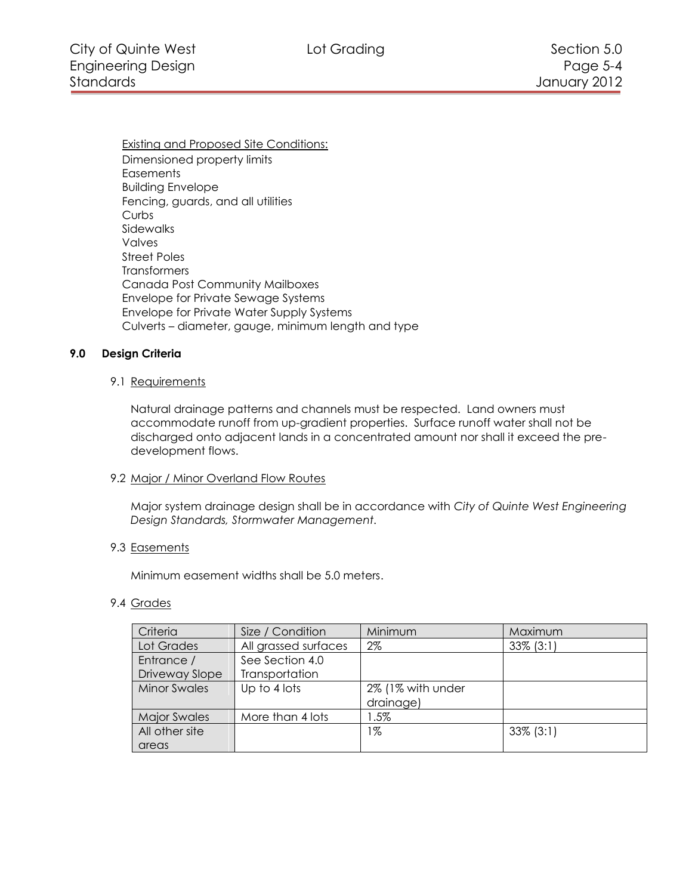Existing and Proposed Site Conditions:

Dimensioned property limits
Easements
Building Envelope
Fencing, guards, and all utilities
Curbs
Sidewalks
Valves
Street Poles
Transformers
Canada Post Community Mailboxes
Envelope for Private Sewage Systems
Envelope for Private Water Supply Systems
Culverts – diameter, gauge, minimum length and type

## 9.0 Design Criteria

### 9.1 Requirements

Natural drainage patterns and channels must be respected. Land owners must accommodate runoff from up-gradient properties. Surface runoff water shall not be discharged onto adjacent lands in a concentrated amount nor shall it exceed the pre-development flows.

### 9.2 Major / Minor Overland Flow Routes

Major system drainage design shall be in accordance with *City of Quinte West Engineering Design Standards, Stormwater Management*.

### 9.3 Easements

Minimum easement widths shall be 5.0 meters.

### 9.4 Grades

| Criteria | Size / Condition | Minimum | Maximum |
|---|---|---|---|
| Lot Grades | All grassed surfaces | 2% | 33% (3:1) |
| Entrance / Driveway Slope | See Section 4.0 Transportation | | |
| Minor Swales | Up to 4 lots | 2% (1% with under drainage) | |
| Major Swales | More than 4 lots | 1.5% | |
| All other site areas | | 1% | 33% (3:1) |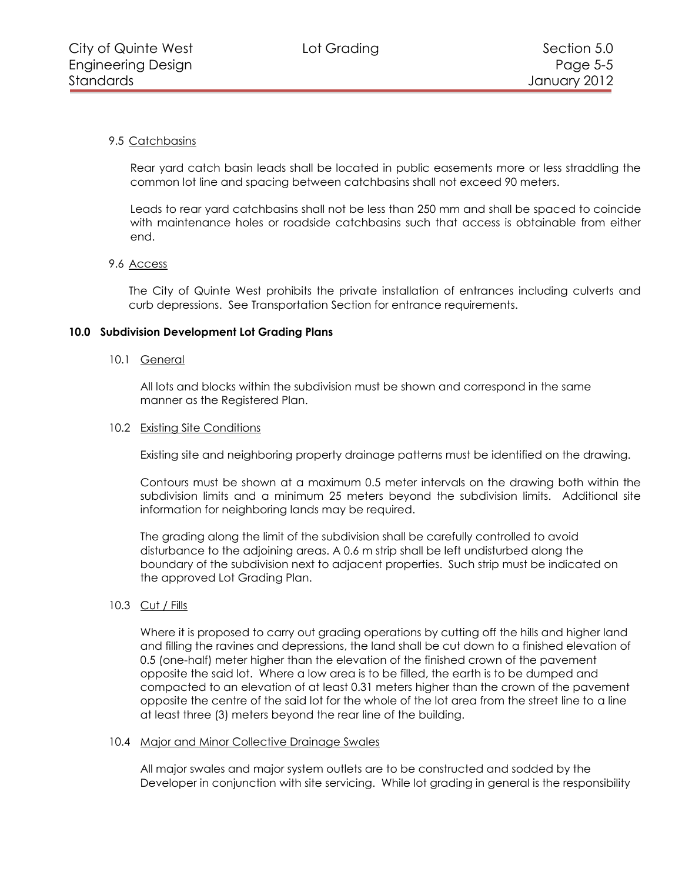9.5 Catchbasins

Rear yard catch basin leads shall be located in public easements more or less straddling the common lot line and spacing between catchbasins shall not exceed 90 meters.

Leads to rear yard catchbasins shall not be less than 250 mm and shall be spaced to coincide with maintenance holes or roadside catchbasins such that access is obtainable from either end.

9.6 Access

The City of Quinte West prohibits the private installation of entrances including culverts and curb depressions. See Transportation Section for entrance requirements.

## 10.0 Subdivision Development Lot Grading Plans

10.1 General

All lots and blocks within the subdivision must be shown and correspond in the same manner as the Registered Plan.

10.2 Existing Site Conditions

Existing site and neighboring property drainage patterns must be identified on the drawing.

Contours must be shown at a maximum 0.5 meter intervals on the drawing both within the subdivision limits and a minimum 25 meters beyond the subdivision limits. Additional site information for neighboring lands may be required.

The grading along the limit of the subdivision shall be carefully controlled to avoid disturbance to the adjoining areas. A 0.6 m strip shall be left undisturbed along the boundary of the subdivision next to adjacent properties. Such strip must be indicated on the approved Lot Grading Plan.

10.3 Cut / Fills

Where it is proposed to carry out grading operations by cutting off the hills and higher land and filling the ravines and depressions, the land shall be cut down to a finished elevation of 0.5 (one-half) meter higher than the elevation of the finished crown of the pavement opposite the said lot. Where a low area is to be filled, the earth is to be dumped and compacted to an elevation of at least 0.31 meters higher than the crown of the pavement opposite the centre of the said lot for the whole of the lot area from the street line to a line at least three (3) meters beyond the rear line of the building.

10.4 Major and Minor Collective Drainage Swales

All major swales and major system outlets are to be constructed and sodded by the Developer in conjunction with site servicing. While lot grading in general is the responsibility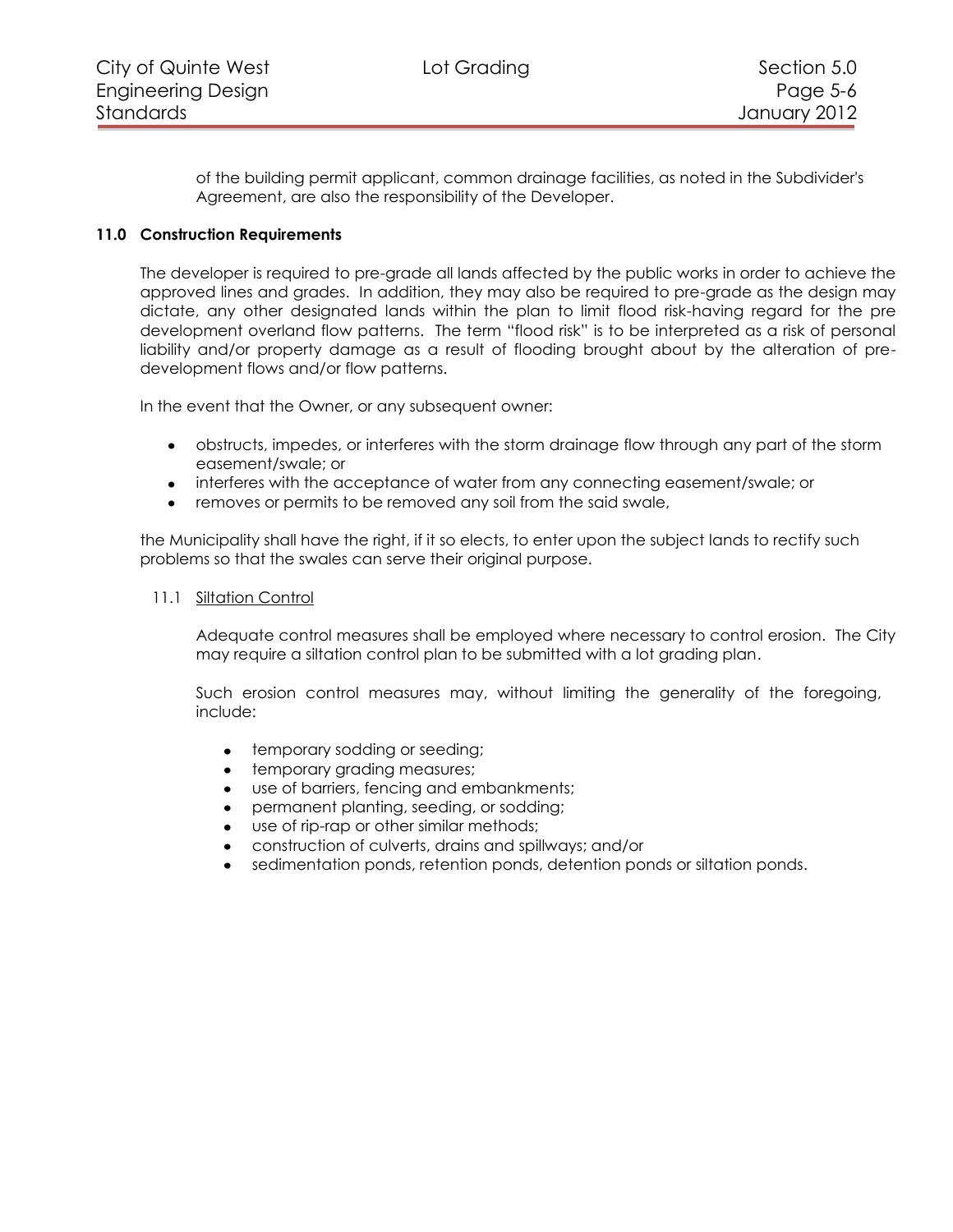of the building permit applicant, common drainage facilities, as noted in the Subdivider's Agreement, are also the responsibility of the Developer.

## 11.0 Construction Requirements

The developer is required to pre-grade all lands affected by the public works in order to achieve the approved lines and grades. In addition, they may also be required to pre-grade as the design may dictate, any other designated lands within the plan to limit flood risk-having regard for the pre development overland flow patterns. The term "flood risk" is to be interpreted as a risk of personal liability and/or property damage as a result of flooding brought about by the alteration of pre-development flows and/or flow patterns.

In the event that the Owner, or any subsequent owner:

- obstructs, impedes, or interferes with the storm drainage flow through any part of the storm easement/swale; or
- interferes with the acceptance of water from any connecting easement/swale; or
- removes or permits to be removed any soil from the said swale,

the Municipality shall have the right, if it so elects, to enter upon the subject lands to rectify such problems so that the swales can serve their original purpose.

### 11.1 Siltation Control

Adequate control measures shall be employed where necessary to control erosion. The City may require a siltation control plan to be submitted with a lot grading plan.

Such erosion control measures may, without limiting the generality of the foregoing, include:

- temporary sodding or seeding;
- temporary grading measures;
- use of barriers, fencing and embankments;
- permanent planting, seeding, or sodding;
- use of rip-rap or other similar methods;
- construction of culverts, drains and spillways; and/or
- sedimentation ponds, retention ponds, detention ponds or siltation ponds.